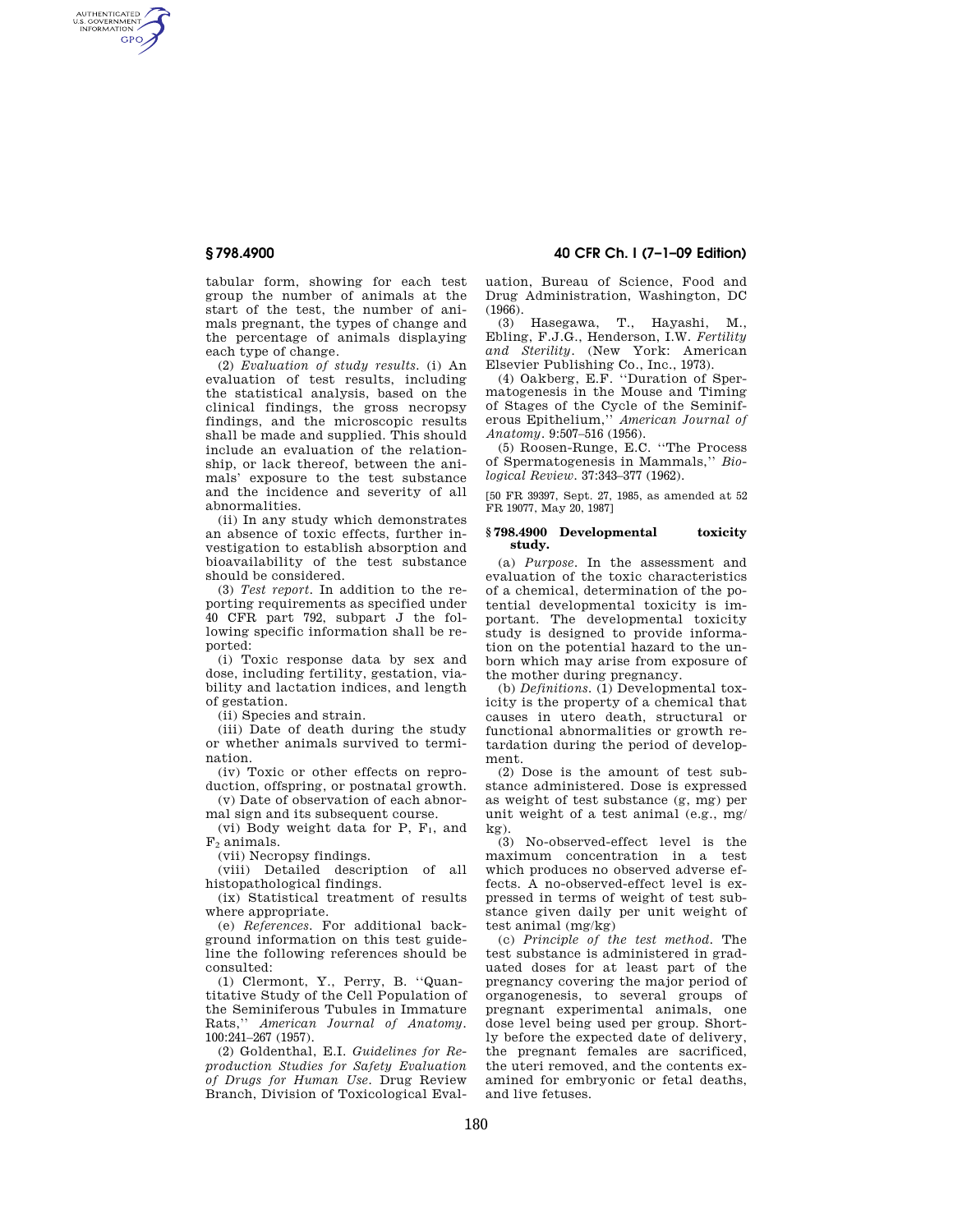tabular form, showing for each test group the number of animals at the start of the test, the number of animals pregnant, the types of change and the percentage of animals displaying each type of change.

(2) *Evaluation of study results.* (i) An evaluation of test results, including the statistical analysis, based on the clinical findings, the gross necropsy findings, and the microscopic results shall be made and supplied. This should include an evaluation of the relationship, or lack thereof, between the animals' exposure to the test substance and the incidence and severity of all abnormalities.

(ii) In any study which demonstrates an absence of toxic effects, further investigation to establish absorption and bioavailability of the test substance should be considered.

(3) *Test report.* In addition to the reporting requirements as specified under 40 CFR part 792, subpart J the following specific information shall be reported:

(i) Toxic response data by sex and dose, including fertility, gestation, viability and lactation indices, and length of gestation.

(ii) Species and strain.

(iii) Date of death during the study or whether animals survived to termination.

(iv) Toxic or other effects on reproduction, offspring, or postnatal growth.

(v) Date of observation of each abnormal sign and its subsequent course.

(vi) Body weight data for P, $F_1$, and $F_2$ animals.

(vii) Necropsy findings.

(viii) Detailed description of all histopathological findings.

(ix) Statistical treatment of results where appropriate.

(e) *References.* For additional background information on this test guideline the following references should be consulted:

(1) Clermont, Y., Perry, B. "Quantitative Study of the Cell Population of the Seminiferous Tubules in Immature Rats," *American Journal of Anatomy*. 100:241–267 (1957).

(2) Goldenthal, E.I. *Guidelines for Reproduction Studies for Safety Evaluation of Drugs for Human Use*. Drug Review Branch, Division of Toxicological Evaluation, Bureau of Science, Food and Drug Administration, Washington, DC (1966).

(3) Hasegawa, T., Hayashi, M., Ebling, F.J.G., Henderson, I.W. *Fertility and Sterility*. (New York: American Elsevier Publishing Co., Inc., 1973).

(4) Oakberg, E.F. "Duration of Spermatogenesis in the Mouse and Timing of Stages of the Cycle of the Seminiferous Epithelium," *American Journal of Anatomy*. 9:507–516 (1956).

(5) Roosen-Runge, E.C. "The Process of Spermatogenesis in Mammals," *Biological Review*. 37:343–377 (1962).

[50 FR 39397, Sept. 27, 1985, as amended at 52 FR 19077, May 20, 1987]

## § 798.4900 Developmental toxicity study.

(a) *Purpose.* In the assessment and evaluation of the toxic characteristics of a chemical, determination of the potential developmental toxicity is important. The developmental toxicity study is designed to provide information on the potential hazard to the unborn which may arise from exposure of the mother during pregnancy.

(b) *Definitions.* (1) Developmental toxicity is the property of a chemical that causes in utero death, structural or functional abnormalities or growth retardation during the period of development.

(2) Dose is the amount of test substance administered. Dose is expressed as weight of test substance (g, mg) per unit weight of a test animal (e.g., mg/kg).

(3) No-observed-effect level is the maximum concentration in a test which produces no observed adverse effects. A no-observed-effect level is expressed in terms of weight of test substance given daily per unit weight of test animal (mg/kg)

(c) *Principle of the test method.* The test substance is administered in graduated doses for at least part of the pregnancy covering the major period of organogenesis, to several groups of pregnant experimental animals, one dose level being used per group. Shortly before the expected date of delivery, the pregnant females are sacrificed, the uteri removed, and the contents examined for embryonic or fetal deaths, and live fetuses.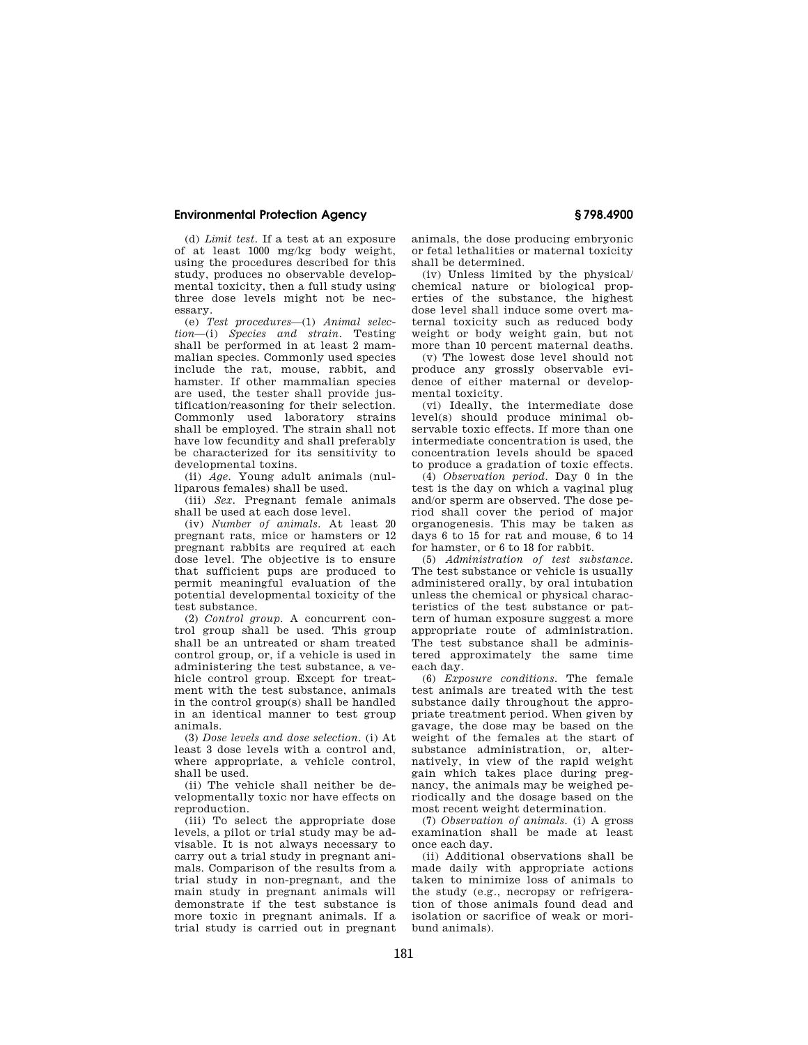(d) *Limit test.* If a test at an exposure of at least 1000 mg/kg body weight, using the procedures described for this study, produces no observable developmental toxicity, then a full study using three dose levels might not be necessary.

(e) *Test procedures*—(1) *Animal selection*—(i) *Species and strain.* Testing shall be performed in at least 2 mammalian species. Commonly used species include the rat, mouse, rabbit, and hamster. If other mammalian species are used, the tester shall provide justification/reasoning for their selection. Commonly used laboratory strains shall be employed. The strain shall not have low fecundity and shall preferably be characterized for its sensitivity to developmental toxins.

(ii) *Age.* Young adult animals (nulliparous females) shall be used.

(iii) *Sex.* Pregnant female animals shall be used at each dose level.

(iv) *Number of animals.* At least 20 pregnant rats, mice or hamsters or 12 pregnant rabbits are required at each dose level. The objective is to ensure that sufficient pups are produced to permit meaningful evaluation of the potential developmental toxicity of the test substance.

(2) *Control group.* A concurrent control group shall be used. This group shall be an untreated or sham treated control group, or, if a vehicle is used in administering the test substance, a vehicle control group. Except for treatment with the test substance, animals in the control group(s) shall be handled in an identical manner to test group animals.

(3) *Dose levels and dose selection.* (i) At least 3 dose levels with a control and, where appropriate, a vehicle control, shall be used.

(ii) The vehicle shall neither be developmentally toxic nor have effects on reproduction.

(iii) To select the appropriate dose levels, a pilot or trial study may be advisable. It is not always necessary to carry out a trial study in pregnant animals. Comparison of the results from a trial study in non-pregnant, and the main study in pregnant animals will demonstrate if the test substance is more toxic in pregnant animals. If a trial study is carried out in pregnant animals, the dose producing embryonic or fetal lethalities or maternal toxicity shall be determined.

(iv) Unless limited by the physical/chemical nature or biological properties of the substance, the highest dose level shall induce some overt maternal toxicity such as reduced body weight or body weight gain, but not more than 10 percent maternal deaths.

(v) The lowest dose level should not produce any grossly observable evidence of either maternal or developmental toxicity.

(vi) Ideally, the intermediate dose level(s) should produce minimal observable toxic effects. If more than one intermediate concentration is used, the concentration levels should be spaced to produce a gradation of toxic effects.

(4) *Observation period.* Day 0 in the test is the day on which a vaginal plug and/or sperm are observed. The dose period shall cover the period of major organogenesis. This may be taken as days 6 to 15 for rat and mouse, 6 to 14 for hamster, or 6 to 18 for rabbit.

(5) *Administration of test substance.* The test substance or vehicle is usually administered orally, by oral intubation unless the chemical or physical characteristics of the test substance or pattern of human exposure suggest a more appropriate route of administration. The test substance shall be administered approximately the same time each day.

(6) *Exposure conditions.* The female test animals are treated with the test substance daily throughout the appropriate treatment period. When given by gavage, the dose may be based on the weight of the females at the start of substance administration, or, alternatively, in view of the rapid weight gain which takes place during pregnancy, the animals may be weighed periodically and the dosage based on the most recent weight determination.

(7) *Observation of animals.* (i) A gross examination shall be made at least once each day.

(ii) Additional observations shall be made daily with appropriate actions taken to minimize loss of animals to the study (e.g., necropsy or refrigeration of those animals found dead and isolation or sacrifice of weak or moribund animals).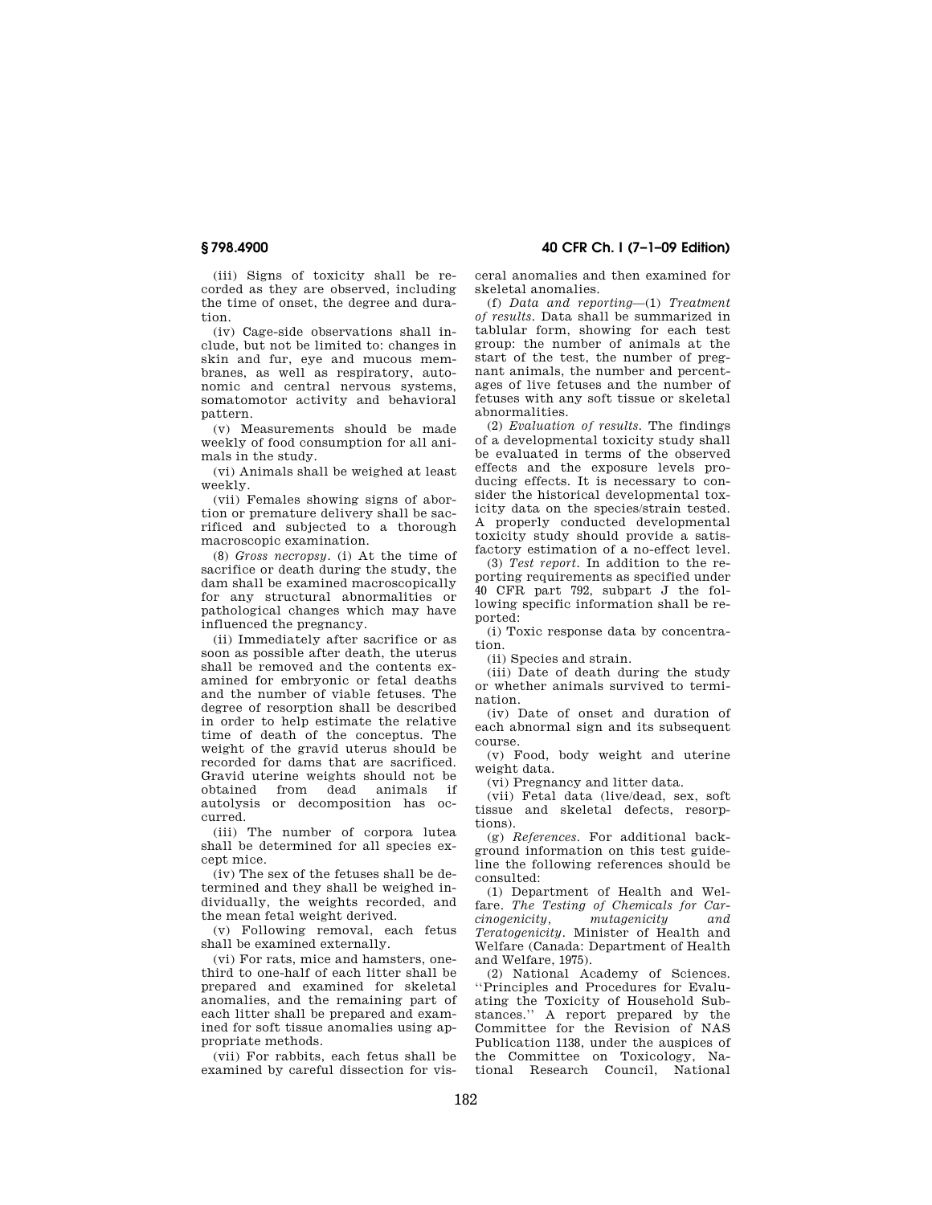(iii) Signs of toxicity shall be recorded as they are observed, including the time of onset, the degree and duration.

(iv) Cage-side observations shall include, but not be limited to: changes in skin and fur, eye and mucous membranes, as well as respiratory, autonomic and central nervous systems, somatomotor activity and behavioral pattern.

(v) Measurements should be made weekly of food consumption for all animals in the study.

(vi) Animals shall be weighed at least weekly.

(vii) Females showing signs of abortion or premature delivery shall be sacrificed and subjected to a thorough macroscopic examination.

(8) *Gross necropsy.* (i) At the time of sacrifice or death during the study, the dam shall be examined macroscopically for any structural abnormalities or pathological changes which may have influenced the pregnancy.

(ii) Immediately after sacrifice or as soon as possible after death, the uterus shall be removed and the contents examined for embryonic or fetal deaths and the number of viable fetuses. The degree of resorption shall be described in order to help estimate the relative time of death of the conceptus. The weight of the gravid uterus should be recorded for dams that are sacrificed. Gravid uterine weights should not be obtained from dead animals if autolysis or decomposition has occurred.

(iii) The number of corpora lutea shall be determined for all species except mice.

(iv) The sex of the fetuses shall be determined and they shall be weighed individually, the weights recorded, and the mean fetal weight derived.

(v) Following removal, each fetus shall be examined externally.

(vi) For rats, mice and hamsters, one-third to one-half of each litter shall be prepared and examined for skeletal anomalies, and the remaining part of each litter shall be prepared and examined for soft tissue anomalies using appropriate methods.

(vii) For rabbits, each fetus shall be examined by careful dissection for visceral anomalies and then examined for skeletal anomalies.

(f) *Data and reporting*—(1) *Treatment of results.* Data shall be summarized in tablular form, showing for each test group: the number of animals at the start of the test, the number of pregnant animals, the number and percentages of live fetuses and the number of fetuses with any soft tissue or skeletal abnormalities.

(2) *Evaluation of results.* The findings of a developmental toxicity study shall be evaluated in terms of the observed effects and the exposure levels producing effects. It is necessary to consider the historical developmental toxicity data on the species/strain tested. A properly conducted developmental toxicity study should provide a satisfactory estimation of a no-effect level.

(3) *Test report.* In addition to the reporting requirements as specified under 40 CFR part 792, subpart J the following specific information shall be reported:

(i) Toxic response data by concentration.

(ii) Species and strain.

(iii) Date of death during the study or whether animals survived to termination.

(iv) Date of onset and duration of each abnormal sign and its subsequent course.

(v) Food, body weight and uterine weight data.

(vi) Pregnancy and litter data.

(vii) Fetal data (live/dead, sex, soft tissue and skeletal defects, resorptions).

(g) *References.* For additional background information on this test guideline the following references should be consulted:

(1) Department of Health and Welfare. *The Testing of Chemicals for Carcinogenicity, mutagenicity and Teratogenicity.* Minister of Health and Welfare (Canada: Department of Health and Welfare, 1975).

(2) National Academy of Sciences. ''Principles and Procedures for Evaluating the Toxicity of Household Substances.'' A report prepared by the Committee for the Revision of NAS Publication 1138, under the auspices of the Committee on Toxicology, National Research Council, National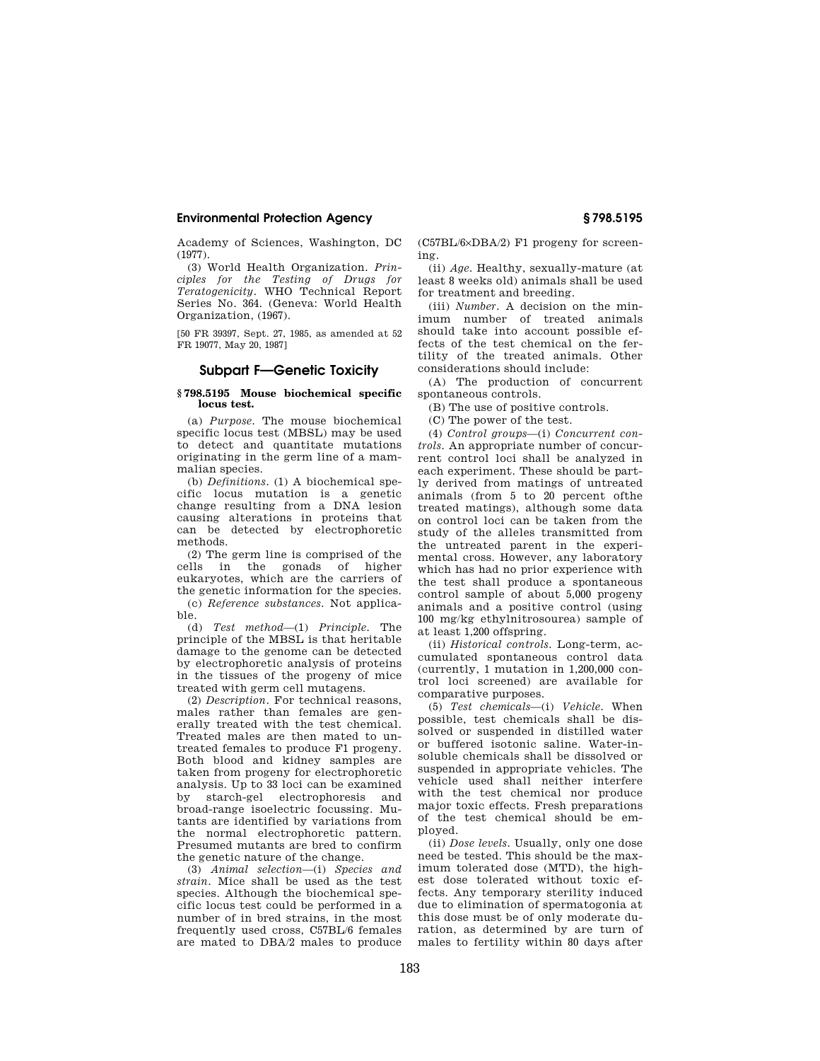Academy of Sciences, Washington, DC (1977).

(3) World Health Organization. *Principles for the Testing of Drugs for Teratogenicity*. WHO Technical Report Series No. 364. (Geneva: World Health Organization, (1967).

[50 FR 39397, Sept. 27, 1985, as amended at 52 FR 19077, May 20, 1987]

## Subpart F—Genetic Toxicity

### § 798.5195 Mouse biochemical specific locus test.

(a) *Purpose*. The mouse biochemical specific locus test (MBSL) may be used to detect and quantitate mutations originating in the germ line of a mammalian species.

(b) *Definitions*. (1) A biochemical specific locus mutation is a genetic change resulting from a DNA lesion causing alterations in proteins that can be detected by electrophoretic methods.

(2) The germ line is comprised of the cells in the gonads of higher eukaryotes, which are the carriers of the genetic information for the species.

(c) *Reference substances*. Not applicable.

(d) *Test method*—(1) *Principle*. The principle of the MBSL is that heritable damage to the genome can be detected by electrophoretic analysis of proteins in the tissues of the progeny of mice treated with germ cell mutagens.

(2) *Description*. For technical reasons, males rather than females are generally treated with the test chemical. Treated males are then mated to untreated females to produce F1 progeny. Both blood and kidney samples are taken from progeny for electrophoretic analysis. Up to 33 loci can be examined by starch-gel electrophoresis and broad-range isoelectric focussing. Mutants are identified by variations from the normal electrophoretic pattern. Presumed mutants are bred to confirm the genetic nature of the change.

(3) *Animal selection*—(i) *Species and strain*. Mice shall be used as the test species. Although the biochemical specific locus test could be performed in a number of in bred strains, in the most frequently used cross, C57BL/6 females are mated to DBA/2 males to produce (C57BL/6×DBA/2) F1 progeny for screening.

(ii) *Age*. Healthy, sexually-mature (at least 8 weeks old) animals shall be used for treatment and breeding.

(iii) *Number*. A decision on the minimum number of treated animals should take into account possible effects of the test chemical on the fertility of the treated animals. Other considerations should include:

(A) The production of concurrent spontaneous controls.

(B) The use of positive controls.

(C) The power of the test.

(4) *Control groups*—(i) *Concurrent controls*. An appropriate number of concurrent control loci shall be analyzed in each experiment. These should be partly derived from matings of untreated animals (from 5 to 20 percent ofthe treated matings), although some data on control loci can be taken from the study of the alleles transmitted from the untreated parent in the experimental cross. However, any laboratory which has had no prior experience with the test shall produce a spontaneous control sample of about 5,000 progeny animals and a positive control (using 100 mg/kg ethylnitrosourea) sample of at least 1,200 offspring.

(ii) *Historical controls*. Long-term, accumulated spontaneous control data (currently, 1 mutation in 1,200,000 control loci screened) are available for comparative purposes.

(5) *Test chemicals*—(i) *Vehicle*. When possible, test chemicals shall be dissolved or suspended in distilled water or buffered isotonic saline. Water-insoluble chemicals shall be dissolved or suspended in appropriate vehicles. The vehicle used shall neither interfere with the test chemical nor produce major toxic effects. Fresh preparations of the test chemical should be employed.

(ii) *Dose levels*. Usually, only one dose need be tested. This should be the maximum tolerated dose (MTD), the highest dose tolerated without toxic effects. Any temporary sterility induced due to elimination of spermatogonia at this dose must be of only moderate duration, as determined by are turn of males to fertility within 80 days after